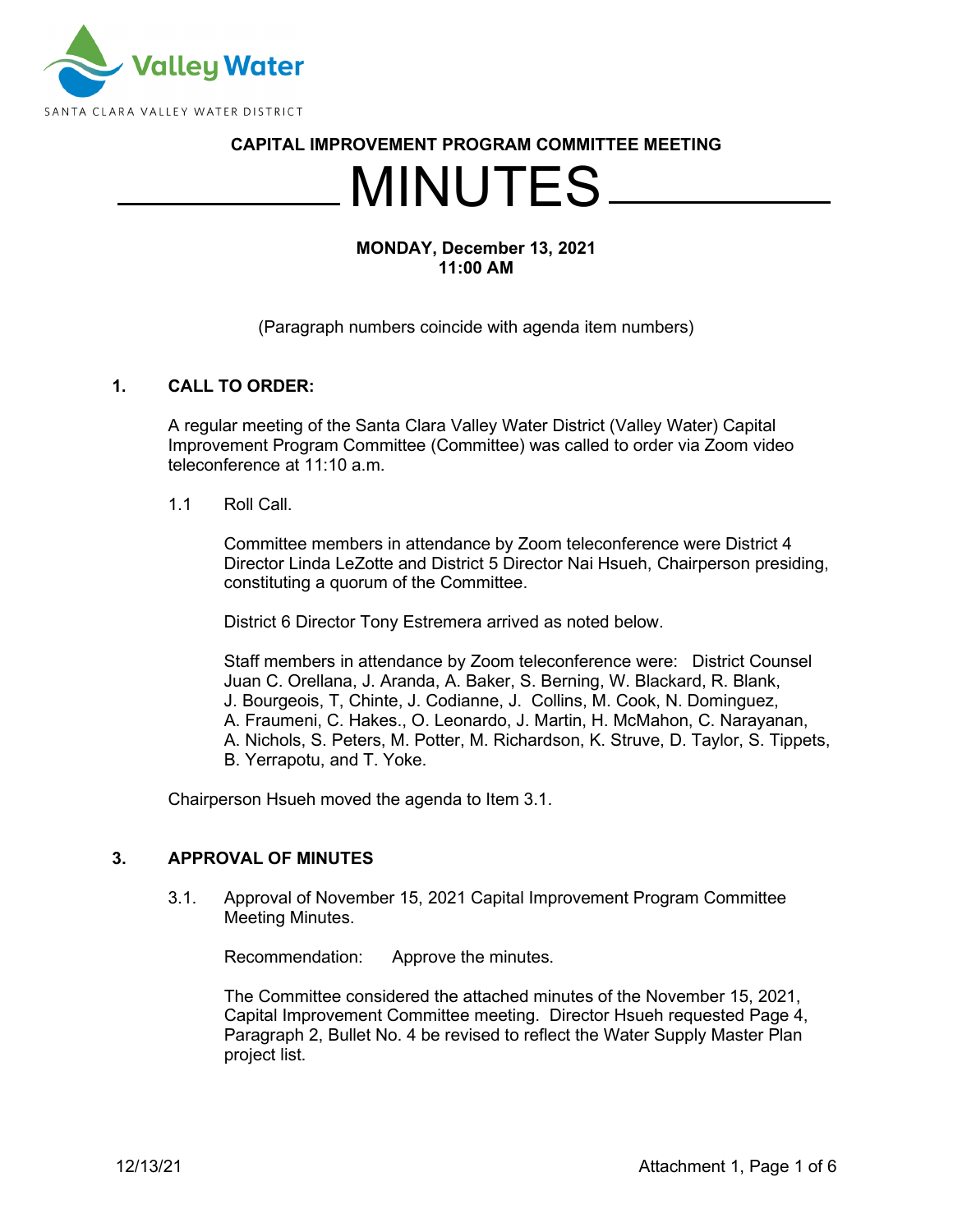Valley Water

SANTA CLARA VALLEY WATER DISTRICT

**CAPITAL IMPROVEMENT PROGRAM COMMITTEE MEETING**

# MINUTES

**MONDAY, December 13, 2021**
**11:00 AM**

(Paragraph numbers coincide with agenda item numbers)

## 1. CALL TO ORDER:

A regular meeting of the Santa Clara Valley Water District (Valley Water) Capital Improvement Program Committee (Committee) was called to order via Zoom video teleconference at 11:10 a.m.

1.1 Roll Call.

Committee members in attendance by Zoom teleconference were District 4 Director Linda LeZotte and District 5 Director Nai Hsueh, Chairperson presiding, constituting a quorum of the Committee.

District 6 Director Tony Estremera arrived as noted below.

Staff members in attendance by Zoom teleconference were: District Counsel Juan C. Orellana, J. Aranda, A. Baker, S. Berning, W. Blackard, R. Blank, J. Bourgeois, T, Chinte, J. Codianne, J. Collins, M. Cook, N. Dominguez, A. Fraumeni, C. Hakes., O. Leonardo, J. Martin, H. McMahon, C. Narayanan, A. Nichols, S. Peters, M. Potter, M. Richardson, K. Struve, D. Taylor, S. Tippets, B. Yerrapotu, and T. Yoke.

Chairperson Hsueh moved the agenda to Item 3.1.

## 3. APPROVAL OF MINUTES

3.1. Approval of November 15, 2021 Capital Improvement Program Committee Meeting Minutes.

Recommendation: Approve the minutes.

The Committee considered the attached minutes of the November 15, 2021, Capital Improvement Program Committee meeting. Director Hsueh requested Page 4, Paragraph 2, Bullet No. 4 be revised to reflect the Water Supply Master Plan project list.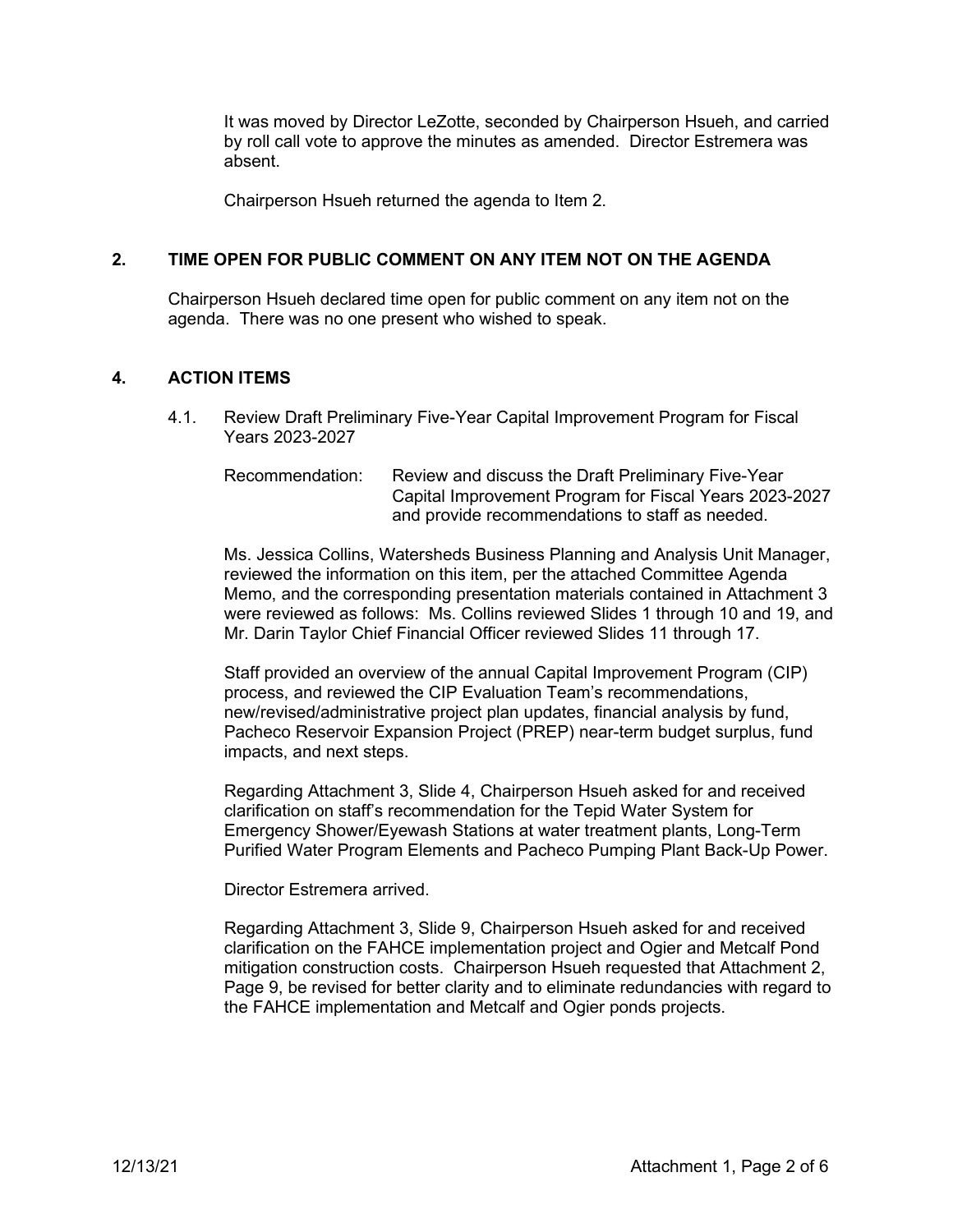It was moved by Director LeZotte, seconded by Chairperson Hsueh, and carried by roll call vote to approve the minutes as amended. Director Estremera was absent.

Chairperson Hsueh returned the agenda to Item 2.

## 2. TIME OPEN FOR PUBLIC COMMENT ON ANY ITEM NOT ON THE AGENDA

Chairperson Hsueh declared time open for public comment on any item not on the agenda. There was no one present who wished to speak.

## 4. ACTION ITEMS

4.1. Review Draft Preliminary Five-Year Capital Improvement Program for Fiscal Years 2023-2027

Recommendation: Review and discuss the Draft Preliminary Five-Year Capital Improvement Program for Fiscal Years 2023-2027 and provide recommendations to staff as needed.

Ms. Jessica Collins, Watersheds Business Planning and Analysis Unit Manager, reviewed the information on this item, per the attached Committee Agenda Memo, and the corresponding presentation materials contained in Attachment 3 were reviewed as follows: Ms. Collins reviewed Slides 1 through 10 and 19, and Mr. Darin Taylor Chief Financial Officer reviewed Slides 11 through 17.

Staff provided an overview of the annual Capital Improvement Program (CIP) process, and reviewed the CIP Evaluation Team's recommendations, new/revised/administrative project plan updates, financial analysis by fund, Pacheco Reservoir Expansion Project (PREP) near-term budget surplus, fund impacts, and next steps.

Regarding Attachment 3, Slide 4, Chairperson Hsueh asked for and received clarification on staff's recommendation for the Tepid Water System for Emergency Shower/Eyewash Stations at water treatment plants, Long-Term Purified Water Program Elements and Pacheco Pumping Plant Back-Up Power.

Director Estremera arrived.

Regarding Attachment 3, Slide 9, Chairperson Hsueh asked for and received clarification on the FAHCE implementation project and Ogier and Metcalf Pond mitigation construction costs. Chairperson Hsueh requested that Attachment 2, Page 9, be revised for better clarity and to eliminate redundancies with regard to the FAHCE implementation and Metcalf and Ogier ponds projects.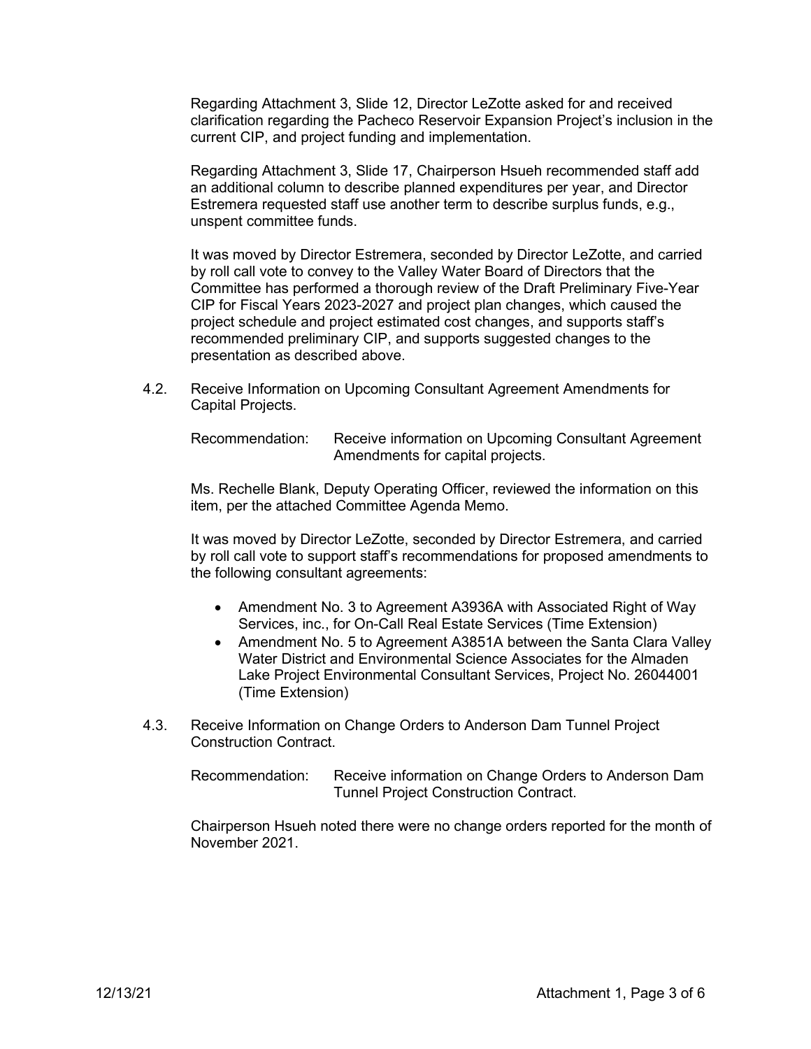Regarding Attachment 3, Slide 12, Director LeZotte asked for and received clarification regarding the Pacheco Reservoir Expansion Project's inclusion in the current CIP, and project funding and implementation.

Regarding Attachment 3, Slide 17, Chairperson Hsueh recommended staff add an additional column to describe planned expenditures per year, and Director Estremera requested staff use another term to describe surplus funds, e.g., unspent committee funds.

It was moved by Director Estremera, seconded by Director LeZotte, and carried by roll call vote to convey to the Valley Water Board of Directors that the Committee has performed a thorough review of the Draft Preliminary Five-Year CIP for Fiscal Years 2023-2027 and project plan changes, which caused the project schedule and project estimated cost changes, and supports staff's recommended preliminary CIP, and supports suggested changes to the presentation as described above.

4.2. Receive Information on Upcoming Consultant Agreement Amendments for Capital Projects.

Recommendation: Receive information on Upcoming Consultant Agreement Amendments for capital projects.

Ms. Rechelle Blank, Deputy Operating Officer, reviewed the information on this item, per the attached Committee Agenda Memo.

It was moved by Director LeZotte, seconded by Director Estremera, and carried by roll call vote to support staff's recommendations for proposed amendments to the following consultant agreements:

- Amendment No. 3 to Agreement A3936A with Associated Right of Way Services, inc., for On-Call Real Estate Services (Time Extension)
- Amendment No. 5 to Agreement A3851A between the Santa Clara Valley Water District and Environmental Science Associates for the Almaden Lake Project Environmental Consultant Services, Project No. 26044001 (Time Extension)

4.3. Receive Information on Change Orders to Anderson Dam Tunnel Project Construction Contract.

Recommendation: Receive information on Change Orders to Anderson Dam Tunnel Project Construction Contract.

Chairperson Hsueh noted there were no change orders reported for the month of November 2021.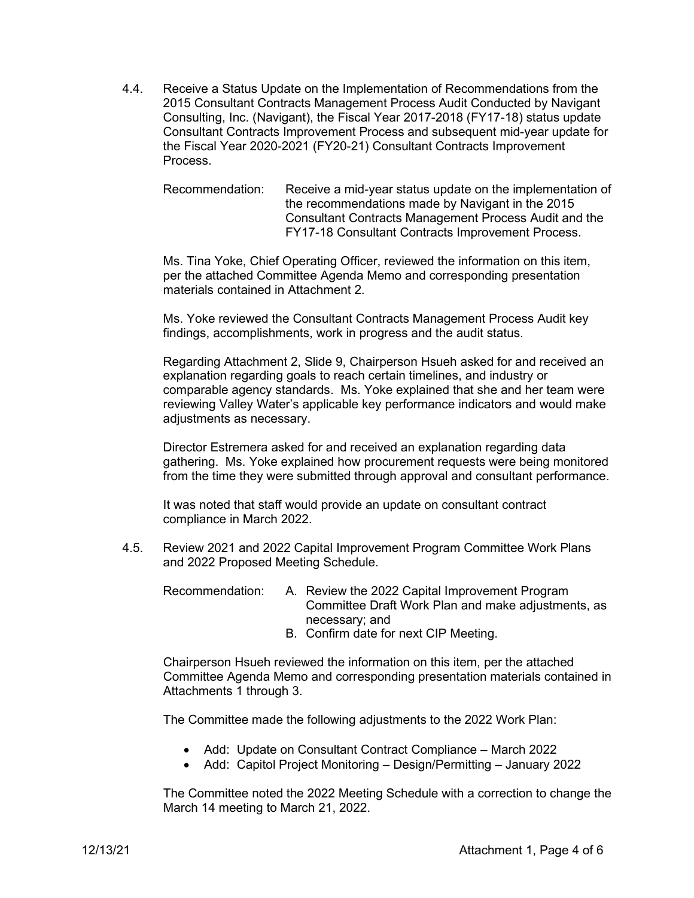4.4. Receive a Status Update on the Implementation of Recommendations from the 2015 Consultant Contracts Management Process Audit Conducted by Navigant Consulting, Inc. (Navigant), the Fiscal Year 2017-2018 (FY17-18) status update Consultant Contracts Improvement Process and subsequent mid-year update for the Fiscal Year 2020-2021 (FY20-21) Consultant Contracts Improvement Process.

Recommendation: Receive a mid-year status update on the implementation of the recommendations made by Navigant in the 2015 Consultant Contracts Management Process Audit and the FY17-18 Consultant Contracts Improvement Process.

Ms. Tina Yoke, Chief Operating Officer, reviewed the information on this item, per the attached Committee Agenda Memo and corresponding presentation materials contained in Attachment 2.

Ms. Yoke reviewed the Consultant Contracts Management Process Audit key findings, accomplishments, work in progress and the audit status.

Regarding Attachment 2, Slide 9, Chairperson Hsueh asked for and received an explanation regarding goals to reach certain timelines, and industry or comparable agency standards. Ms. Yoke explained that she and her team were reviewing Valley Water's applicable key performance indicators and would make adjustments as necessary.

Director Estremera asked for and received an explanation regarding data gathering. Ms. Yoke explained how procurement requests were being monitored from the time they were submitted through approval and consultant performance.

It was noted that staff would provide an update on consultant contract compliance in March 2022.

4.5. Review 2021 and 2022 Capital Improvement Program Committee Work Plans and 2022 Proposed Meeting Schedule.

Recommendation:
A. Review the 2022 Capital Improvement Program Committee Draft Work Plan and make adjustments, as necessary; and
B. Confirm date for next CIP Meeting.

Chairperson Hsueh reviewed the information on this item, per the attached Committee Agenda Memo and corresponding presentation materials contained in Attachments 1 through 3.

The Committee made the following adjustments to the 2022 Work Plan:

- Add: Update on Consultant Contract Compliance – March 2022
- Add: Capitol Project Monitoring – Design/Permitting – January 2022

The Committee noted the 2022 Meeting Schedule with a correction to change the March 14 meeting to March 21, 2022.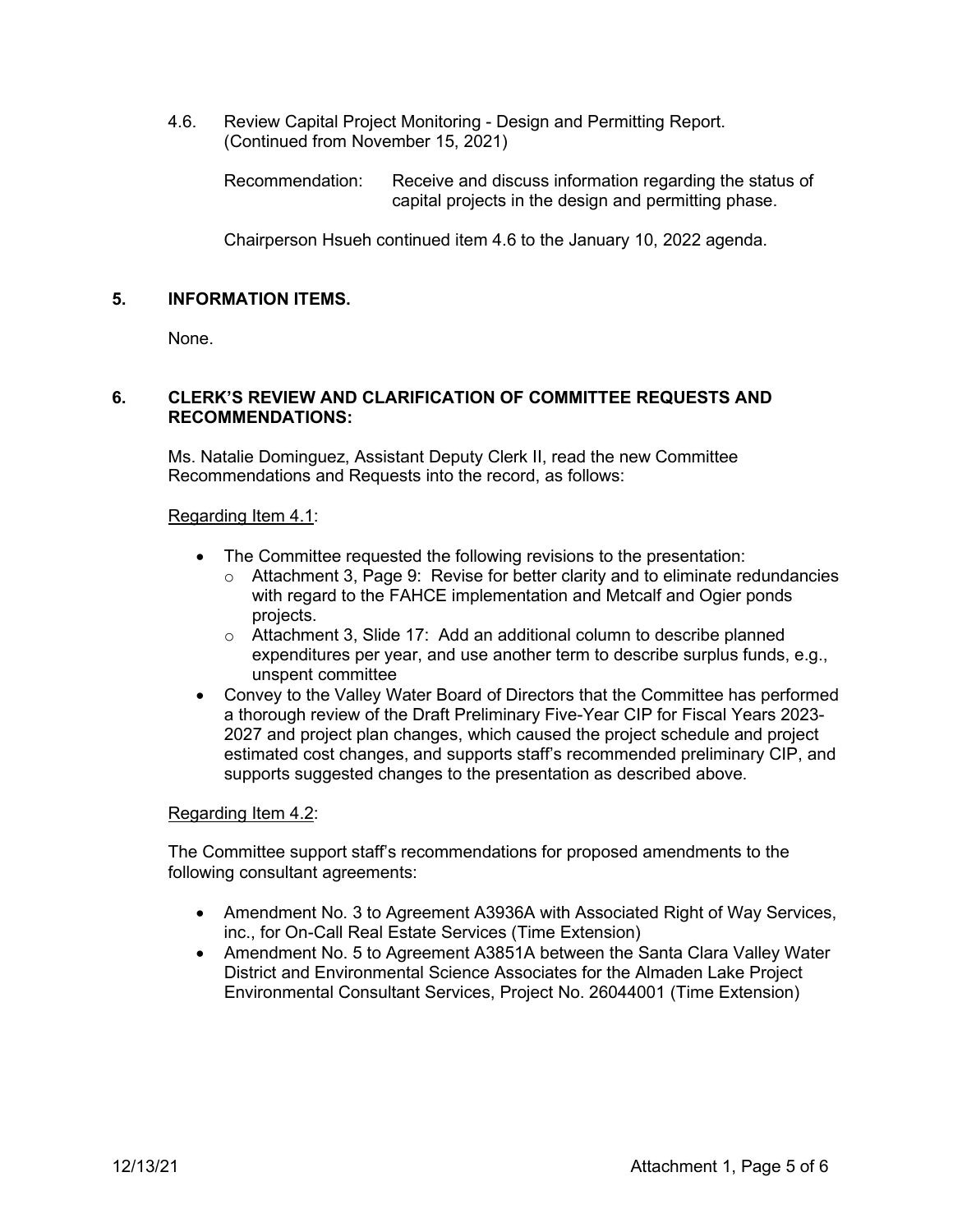4.6. Review Capital Project Monitoring - Design and Permitting Report. (Continued from November 15, 2021)

Recommendation: Receive and discuss information regarding the status of capital projects in the design and permitting phase.

Chairperson Hsueh continued item 4.6 to the January 10, 2022 agenda.

## 5. INFORMATION ITEMS.

None.

## 6. CLERK'S REVIEW AND CLARIFICATION OF COMMITTEE REQUESTS AND RECOMMENDATIONS:

Ms. Natalie Dominguez, Assistant Deputy Clerk II, read the new Committee Recommendations and Requests into the record, as follows:

Regarding Item 4.1:

- The Committee requested the following revisions to the presentation:
  - Attachment 3, Page 9: Revise for better clarity and to eliminate redundancies with regard to the FAHCE implementation and Metcalf and Ogier ponds projects.
  - Attachment 3, Slide 17: Add an additional column to describe planned expenditures per year, and use another term to describe surplus funds, e.g., unspent committee
- Convey to the Valley Water Board of Directors that the Committee has performed a thorough review of the Draft Preliminary Five-Year CIP for Fiscal Years 2023-2027 and project plan changes, which caused the project schedule and project estimated cost changes, and supports staff's recommended preliminary CIP, and supports suggested changes to the presentation as described above.

Regarding Item 4.2:

The Committee support staff's recommendations for proposed amendments to the following consultant agreements:

- Amendment No. 3 to Agreement A3936A with Associated Right of Way Services, inc., for On-Call Real Estate Services (Time Extension)
- Amendment No. 5 to Agreement A3851A between the Santa Clara Valley Water District and Environmental Science Associates for the Almaden Lake Project Environmental Consultant Services, Project No. 26044001 (Time Extension)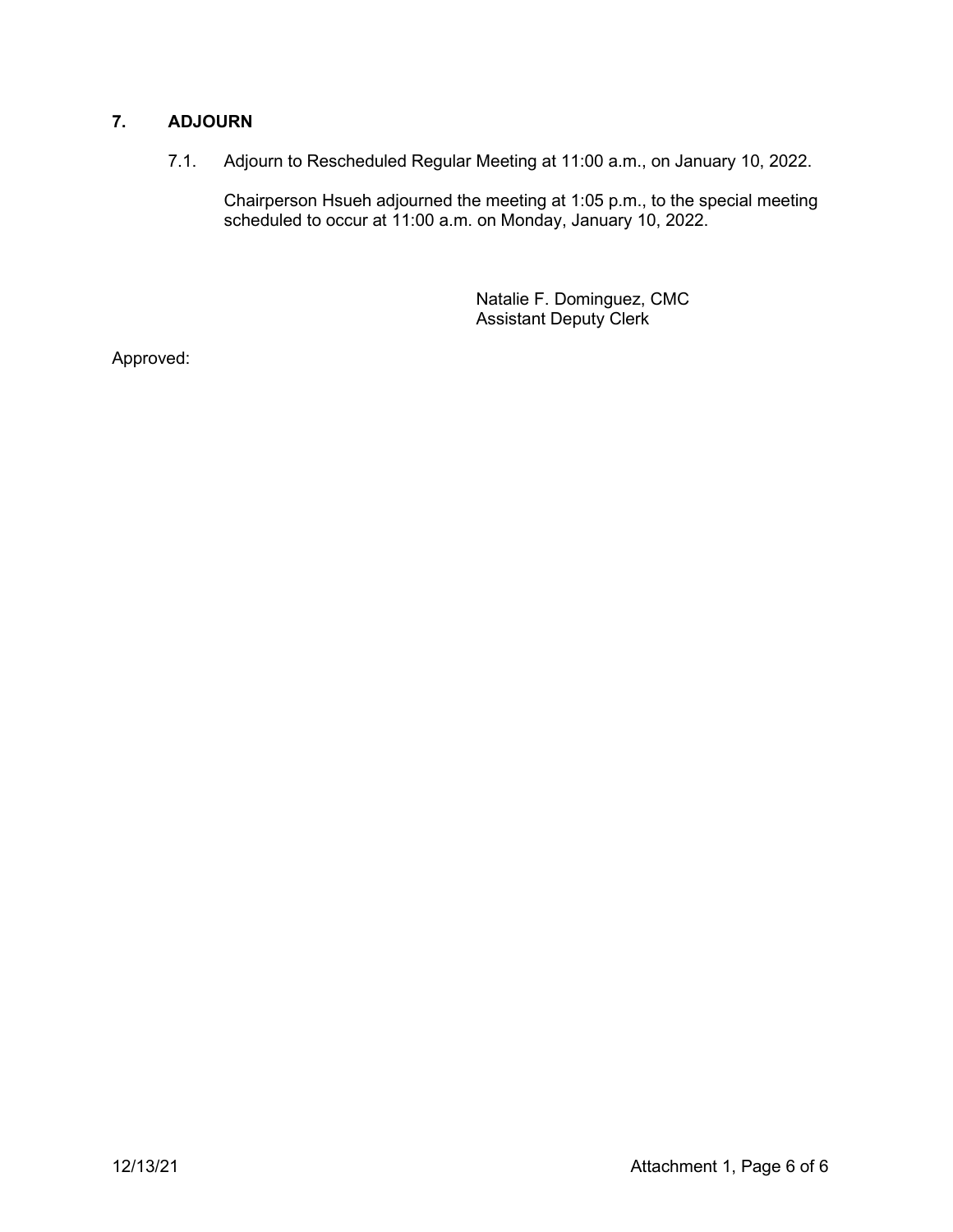## 7. ADJOURN

7.1. Adjourn to Rescheduled Regular Meeting at 11:00 a.m., on January 10, 2022.

Chairperson Hsueh adjourned the meeting at 1:05 p.m., to the special meeting scheduled to occur at 11:00 a.m. on Monday, January 10, 2022.

Natalie F. Dominguez, CMC
Assistant Deputy Clerk

Approved: